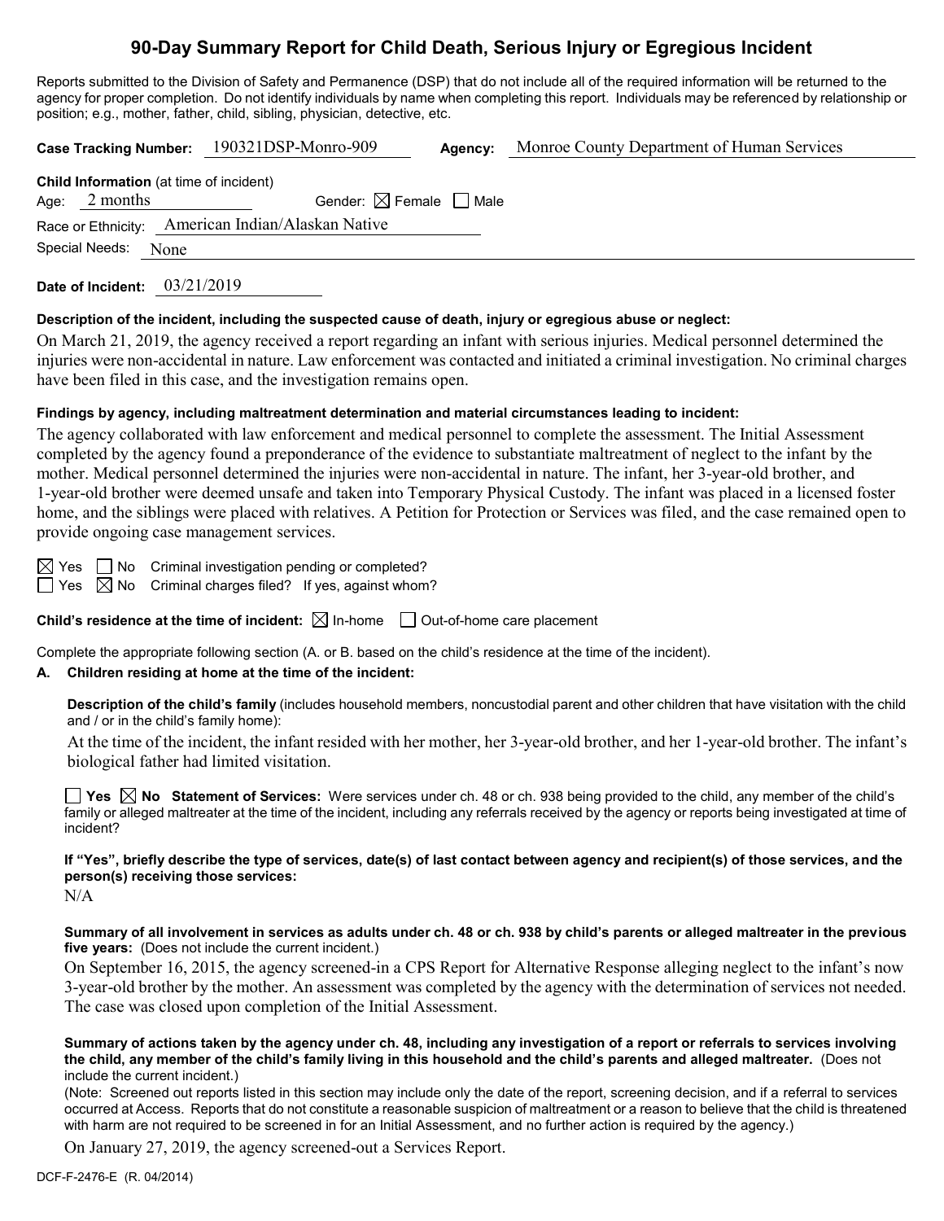# 90-Day Summary Report for Child Death, Serious Injury or Egregious Incident

Reports submitted to the Division of Safety and Permanence (DSP) that do not include all of the required information will be returned to the agency for proper completion. Do not identify individuals by name when completing this report. Individuals may be referenced by relationship or position; e.g., mother, father, child, sibling, physician, detective, etc.

**Case Tracking Number:** 190321DSP-Monro-909 **Agency:** Monroe County Department of Human Services

**Child Information** (at time of incident)
Age: 2 months Gender: ☒ Female ☐ Male
Race or Ethnicity: American Indian/Alaskan Native
Special Needs: None

**Date of Incident:** 03/21/2019

**Description of the incident, including the suspected cause of death, injury or egregious abuse or neglect:**

On March 21, 2019, the agency received a report regarding an infant with serious injuries. Medical personnel determined the injuries were non-accidental in nature. Law enforcement was contacted and initiated a criminal investigation. No criminal charges have been filed in this case, and the investigation remains open.

**Findings by agency, including maltreatment determination and material circumstances leading to incident:**

The agency collaborated with law enforcement and medical personnel to complete the assessment. The Initial Assessment completed by the agency found a preponderance of the evidence to substantiate maltreatment of neglect to the infant by the mother. Medical personnel determined the injuries were non-accidental in nature. The infant, her 3-year-old brother, and 1-year-old brother were deemed unsafe and taken into Temporary Physical Custody. The infant was placed in a licensed foster home, and the siblings were placed with relatives. A Petition for Protection or Services was filed, and the case remained open to provide ongoing case management services.

☒ Yes ☐ No Criminal investigation pending or completed?
☐ Yes ☒ No Criminal charges filed? If yes, against whom?

**Child's residence at the time of incident:** ☒ In-home ☐ Out-of-home care placement

Complete the appropriate following section (A. or B. based on the child's residence at the time of the incident).

**A. Children residing at home at the time of the incident:**

**Description of the child's family** (includes household members, noncustodial parent and other children that have visitation with the child and / or in the child's family home):

At the time of the incident, the infant resided with her mother, her 3-year-old brother, and her 1-year-old brother. The infant's biological father had limited visitation.

☐ **Yes** ☒ **No Statement of Services:** Were services under ch. 48 or ch. 938 being provided to the child, any member of the child's family or alleged maltreater at the time of the incident, including any referrals received by the agency or reports being investigated at time of incident?

**If "Yes", briefly describe the type of services, date(s) of last contact between agency and recipient(s) of those services, and the person(s) receiving those services:**

N/A

**Summary of all involvement in services as adults under ch. 48 or ch. 938 by child's parents or alleged maltreater in the previous five years:** (Does not include the current incident.)

On September 16, 2015, the agency screened-in a CPS Report for Alternative Response alleging neglect to the infant's now 3-year-old brother by the mother. An assessment was completed by the agency with the determination of services not needed. The case was closed upon completion of the Initial Assessment.

**Summary of actions taken by the agency under ch. 48, including any investigation of a report or referrals to services involving the child, any member of the child's family living in this household and the child's parents and alleged maltreater.** (Does not include the current incident.)

(Note: Screened out reports listed in this section may include only the date of the report, screening decision, and if a referral to services occurred at Access. Reports that do not constitute a reasonable suspicion of maltreatment or a reason to believe that the child is threatened with harm are not required to be screened in for an Initial Assessment, and no further action is required by the agency.)

On January 27, 2019, the agency screened-out a Services Report.

DCF-F-2476-E (R. 04/2014)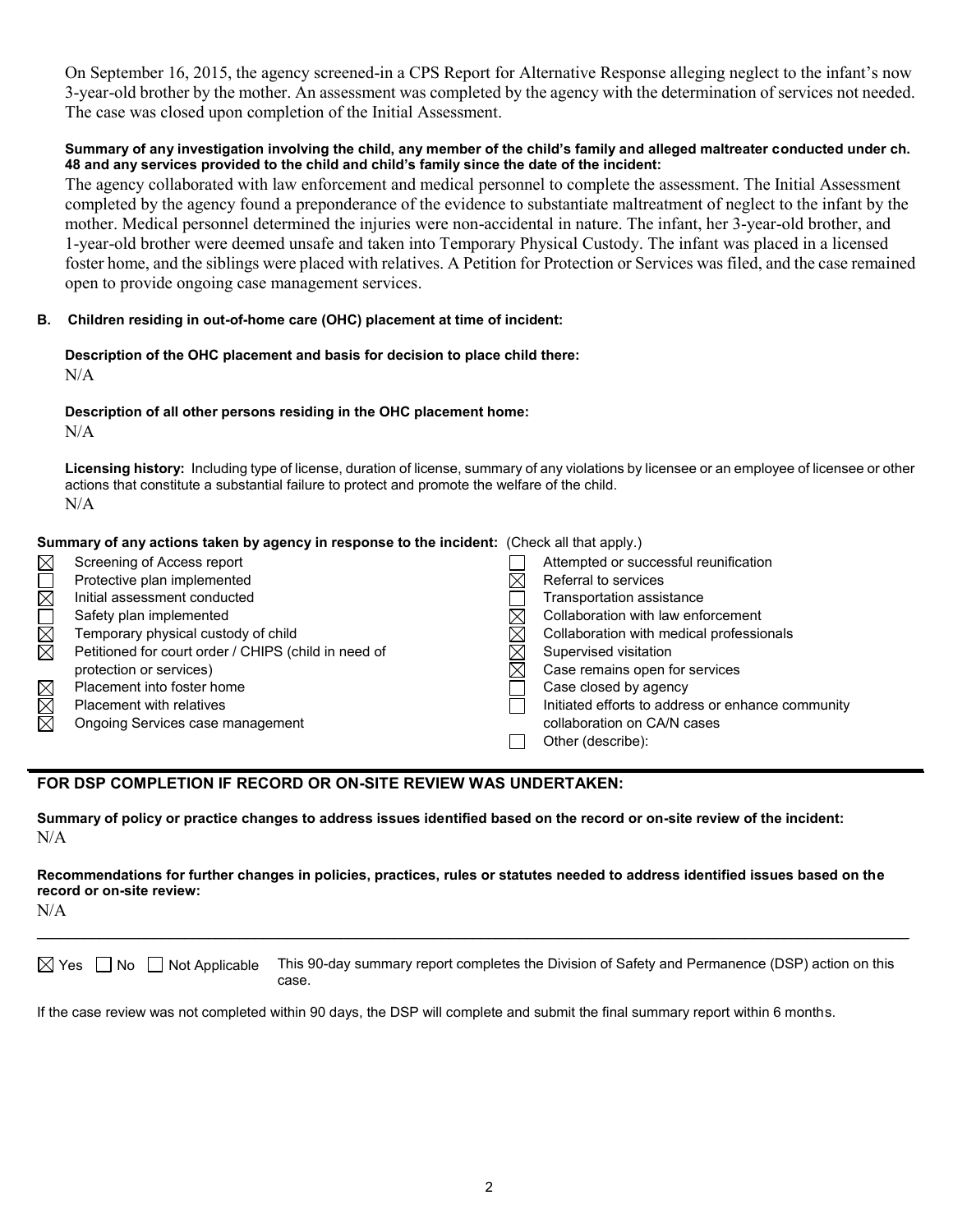On September 16, 2015, the agency screened-in a CPS Report for Alternative Response alleging neglect to the infant's now 3-year-old brother by the mother. An assessment was completed by the agency with the determination of services not needed. The case was closed upon completion of the Initial Assessment.

**Summary of any investigation involving the child, any member of the child's family and alleged maltreater conducted under ch. 48 and any services provided to the child and child's family since the date of the incident:**

The agency collaborated with law enforcement and medical personnel to complete the assessment. The Initial Assessment completed by the agency found a preponderance of the evidence to substantiate maltreatment of neglect to the infant by the mother. Medical personnel determined the injuries were non-accidental in nature. The infant, her 3-year-old brother, and 1-year-old brother were deemed unsafe and taken into Temporary Physical Custody. The infant was placed in a licensed foster home, and the siblings were placed with relatives. A Petition for Protection or Services was filed, and the case remained open to provide ongoing case management services.

**B. Children residing in out-of-home care (OHC) placement at time of incident:**

**Description of the OHC placement and basis for decision to place child there:**
N/A

**Description of all other persons residing in the OHC placement home:**
N/A

**Licensing history:** Including type of license, duration of license, summary of any violations by licensee or an employee of licensee or other actions that constitute a substantial failure to protect and promote the welfare of the child.
N/A

**Summary of any actions taken by agency in response to the incident:** (Check all that apply.)

- ☒ Screening of Access report
- ☐ Protective plan implemented
- ☒ Initial assessment conducted
- ☐ Safety plan implemented
- ☒ Temporary physical custody of child
- ☒ Petitioned for court order / CHIPS (child in need of protection or services)
- ☒ Placement into foster home
- ☒ Placement with relatives
- ☒ Ongoing Services case management
- ☐ Attempted or successful reunification
- ☒ Referral to services
- ☐ Transportation assistance
- ☒ Collaboration with law enforcement
- ☒ Collaboration with medical professionals
- ☒ Supervised visitation
- ☒ Case remains open for services
- ☐ Case closed by agency
- ☐ Initiated efforts to address or enhance community collaboration on CA/N cases
- ☐ Other (describe):

## FOR DSP COMPLETION IF RECORD OR ON-SITE REVIEW WAS UNDERTAKEN:

**Summary of policy or practice changes to address issues identified based on the record or on-site review of the incident:**
N/A

**Recommendations for further changes in policies, practices, rules or statutes needed to address identified issues based on the record or on-site review:**
N/A

---

☒ Yes ☐ No ☐ Not Applicable This 90-day summary report completes the Division of Safety and Permanence (DSP) action on this case.

If the case review was not completed within 90 days, the DSP will complete and submit the final summary report within 6 months.